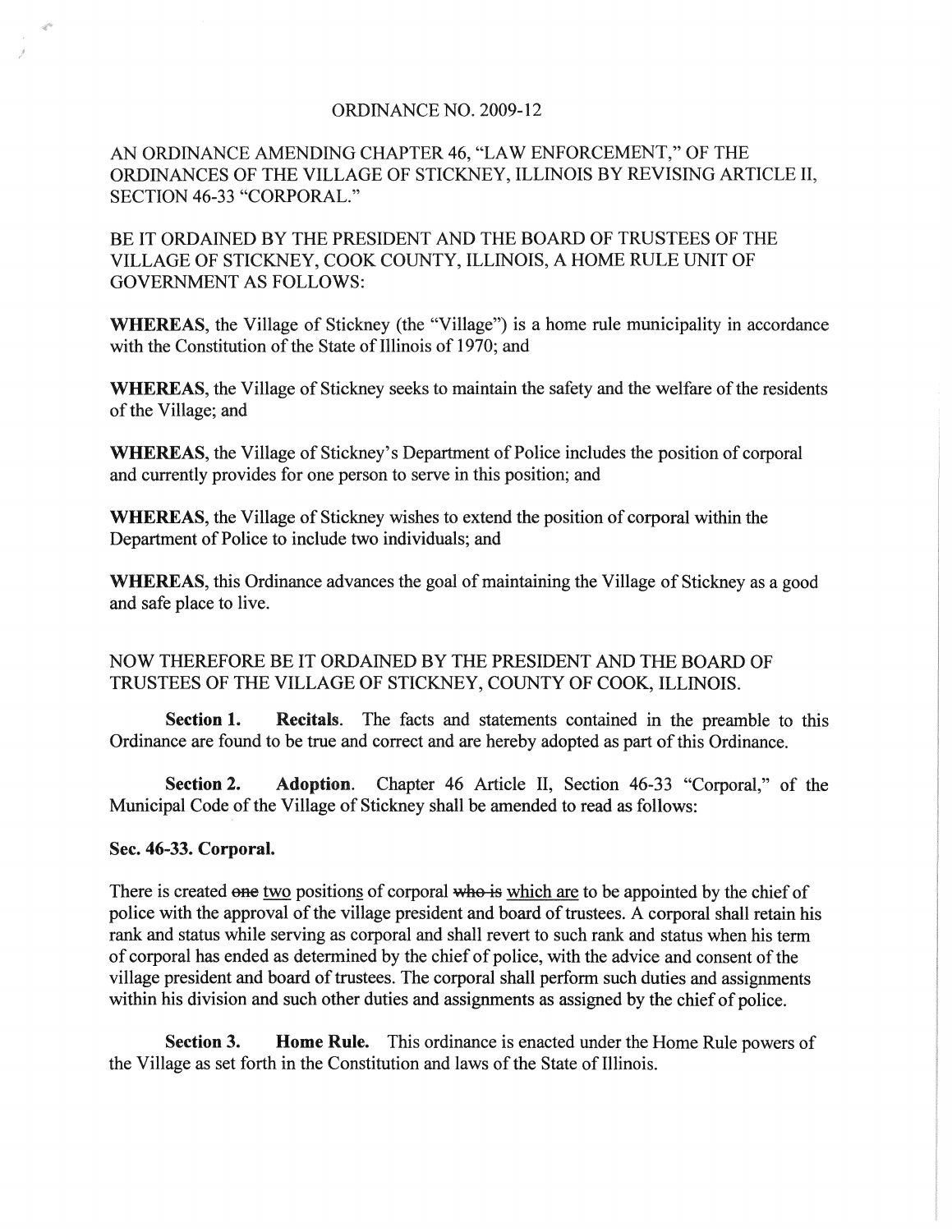# ORDINANCE NO. 2009-12

## AN ORDINANCE AMENDING CHAPTER 46, "LAW ENFORCEMENT," OF THE ORDINANCES OF THE VILLAGE OF STICKNEY, ILLINOIS BY REVISING ARTICLE II, SECTION 46-33 "CORPORAL."

BE IT ORDAINED BY THE PRESIDENT AND THE BOARD OF TRUSTEES OF THE VILLAGE OF STICKNEY, COOK COUNTY, ILLINOIS, A HOME RULE UNIT OF GOVERNMENT AS FOLLOWS:

**WHEREAS**, the Village of Stickney (the "Village") is a home rule municipality in accordance with the Constitution of the State of Illinois of 1970; and

**WHEREAS**, the Village of Stickney seeks to maintain the safety and the welfare of the residents of the Village; and

**WHEREAS**, the Village of Stickney's Department of Police includes the position of corporal and currently provides for one person to serve in this position; and

**WHEREAS**, the Village of Stickney wishes to extend the position of corporal within the Department of Police to include two individuals; and

**WHEREAS**, this Ordinance advances the goal of maintaining the Village of Stickney as a good and safe place to live.

NOW THEREFORE BE IT ORDAINED BY THE PRESIDENT AND THE BOARD OF TRUSTEES OF THE VILLAGE OF STICKNEY, COUNTY OF COOK, ILLINOIS.

**Section 1. Recitals**. The facts and statements contained in the preamble to this Ordinance are found to be true and correct and are hereby adopted as part of this Ordinance.

**Section 2. Adoption**. Chapter 46 Article II, Section 46-33 "Corporal," of the Municipal Code of the Village of Stickney shall be amended to read as follows:

**Sec. 46-33. Corporal.**

There is created ~~one~~ <u>two</u> position<u>s</u> of corporal ~~who is~~ <u>which are</u> to be appointed by the chief of police with the approval of the village president and board of trustees. A corporal shall retain his rank and status while serving as corporal and shall revert to such rank and status when his term of corporal has ended as determined by the chief of police, with the advice and consent of the village president and board of trustees. The corporal shall perform such duties and assignments within his division and such other duties and assignments as assigned by the chief of police.

**Section 3. Home Rule.** This ordinance is enacted under the Home Rule powers of the Village as set forth in the Constitution and laws of the State of Illinois.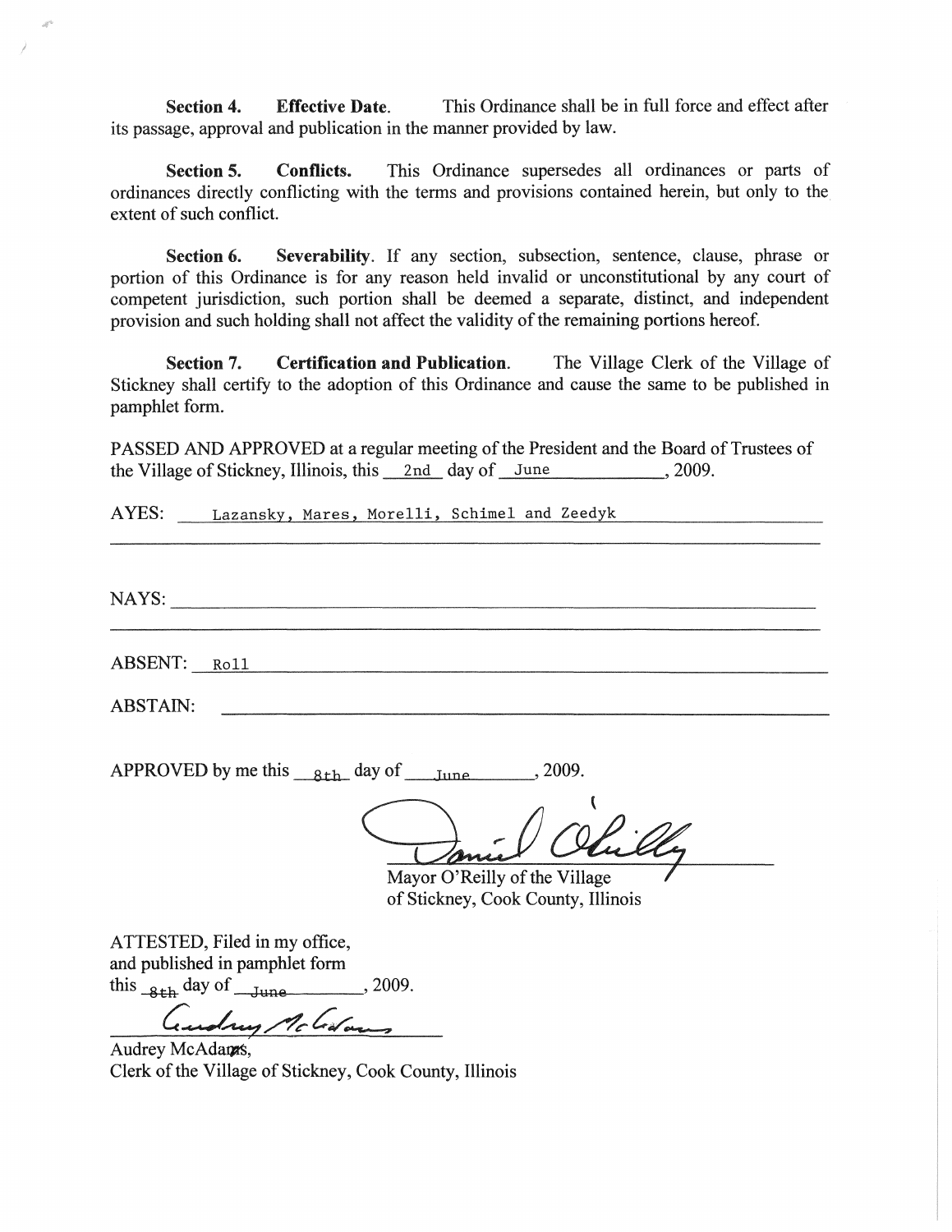**Section 4. Effective Date.** This Ordinance shall be in full force and effect after its passage, approval and publication in the manner provided by law.

**Section 5. Conflicts.** This Ordinance supersedes all ordinances or parts of ordinances directly conflicting with the terms and provisions contained herein, but only to the extent of such conflict.

**Section 6. Severability.** If any section, subsection, sentence, clause, phrase or portion of this Ordinance is for any reason held invalid or unconstitutional by any court of competent jurisdiction, such portion shall be deemed a separate, distinct, and independent provision and such holding shall not affect the validity of the remaining portions hereof.

**Section 7. Certification and Publication.** The Village Clerk of the Village of Stickney shall certify to the adoption of this Ordinance and cause the same to be published in pamphlet form.

PASSED AND APPROVED at a regular meeting of the President and the Board of Trustees of the Village of Stickney, Illinois, this 2nd day of June, 2009.

AYES: Lazansky, Mares, Morelli, Schimel and Zeedyk

NAYS:

ABSENT: Roll

ABSTAIN:

APPROVED by me this 8th day of June, 2009.

Mayor O'Reilly of the Village of Stickney, Cook County, Illinois

ATTESTED, Filed in my office, and published in pamphlet form this 8th day of June, 2009.

Audrey McAdams,
Clerk of the Village of Stickney, Cook County, Illinois